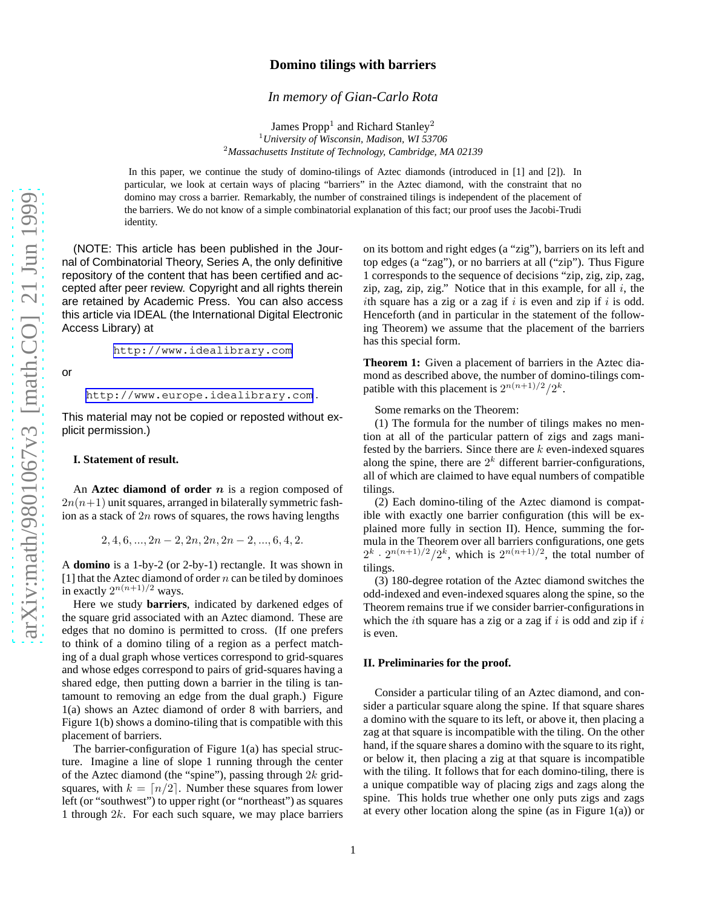# Domino tilings with barriers

*In memory of Gian-Carlo Rota*

James Propp[1] and Richard Stanley[2]

[1] *University of Wisconsin, Madison, WI 53706*

[2] *Massachusetts Institute of Technology, Cambridge, MA 02139*

In this paper, we continue the study of domino-tilings of Aztec diamonds (introduced in [1] and [2]). In particular, we look at certain ways of placing "barriers" in the Aztec diamond, with the constraint that no domino may cross a barrier. Remarkably, the number of constrained tilings is independent of the placement of the barriers. We do not know of a simple combinatorial explanation of this fact; our proof uses the Jacobi-Trudi identity.

(NOTE: This article has been published in the Journal of Combinatorial Theory, Series A, the only definitive repository of the content that has been certified and accepted after peer review. Copyright and all rights therein are retained by Academic Press. You can also access this article via IDEAL (the International Digital Electronic Access Library) at

http://www.idealibrary.com

or

http://www.europe.idealibrary.com.

This material may not be copied or reposted without explicit permission.)

## I. Statement of result.

An **Aztec diamond of order** $n$ is a region composed of $2n(n+1)$ unit squares, arranged in bilaterally symmetric fashion as a stack of $2n$ rows of squares, the rows having lengths

$$2, 4, 6, ..., 2n-2, 2n, 2n, 2n-2, ..., 6, 4, 2.$$

A **domino** is a 1-by-2 (or 2-by-1) rectangle. It was shown in [1] that the Aztec diamond of order $n$ can be tiled by dominoes in exactly $2^{n(n+1)/2}$ ways.

Here we study **barriers**, indicated by darkened edges of the square grid associated with an Aztec diamond. These are edges that no domino is permitted to cross. (If one prefers to think of a domino tiling of a region as a perfect matching of a dual graph whose vertices correspond to grid-squares and whose edges correspond to pairs of grid-squares having a shared edge, then putting down a barrier in the tiling is tantamount to removing an edge from the dual graph.) Figure 1(a) shows an Aztec diamond of order 8 with barriers, and Figure 1(b) shows a domino-tiling that is compatible with this placement of barriers.

The barrier-configuration of Figure 1(a) has special structure. Imagine a line of slope 1 running through the center of the Aztec diamond (the "spine"), passing through $2k$ grid-squares, with $k = \lceil n/2 \rceil$. Number these squares from lower left (or "southwest") to upper right (or "northeast") as squares 1 through $2k$. For each such square, we may place barriers on its bottom and right edges (a "zig"), barriers on its left and top edges (a "zag"), or no barriers at all ("zip"). Thus Figure 1 corresponds to the sequence of decisions "zip, zig, zip, zag, zip, zag, zip, zig." Notice that in this example, for all $i$, the $i$th square has a zig or a zag if $i$ is even and zip if $i$ is odd. Henceforth (and in particular in the statement of the following Theorem) we assume that the placement of the barriers has this special form.

**Theorem 1:** Given a placement of barriers in the Aztec diamond as described above, the number of domino-tilings compatible with this placement is $2^{n(n+1)/2}/2^k$.

Some remarks on the Theorem:

(1) The formula for the number of tilings makes no mention at all of the particular pattern of zigs and zags manifested by the barriers. Since there are $k$ even-indexed squares along the spine, there are $2^k$ different barrier-configurations, all of which are claimed to have equal numbers of compatible tilings.

(2) Each domino-tiling of the Aztec diamond is compatible with exactly one barrier configuration (this will be explained more fully in section II). Hence, summing the formula in the Theorem over all barriers configurations, one gets $2^k \cdot 2^{n(n+1)/2}/2^k$, which is $2^{n(n+1)/2}$, the total number of tilings.

(3) 180-degree rotation of the Aztec diamond switches the odd-indexed and even-indexed squares along the spine, so the Theorem remains true if we consider barrier-configurations in which the $i$th square has a zig or a zag if $i$ is odd and zip if $i$ is even.

## II. Preliminaries for the proof.

Consider a particular tiling of an Aztec diamond, and consider a particular square along the spine. If that square shares a domino with the square to its left, or above it, then placing a zag at that square is incompatible with the tiling. On the other hand, if the square shares a domino with the square to its right, or below it, then placing a zig at that square is incompatible with the tiling. It follows that for each domino-tiling, there is a unique compatible way of placing zigs and zags along the spine. This holds true whether one only puts zigs and zags at every other location along the spine (as in Figure 1(a)) or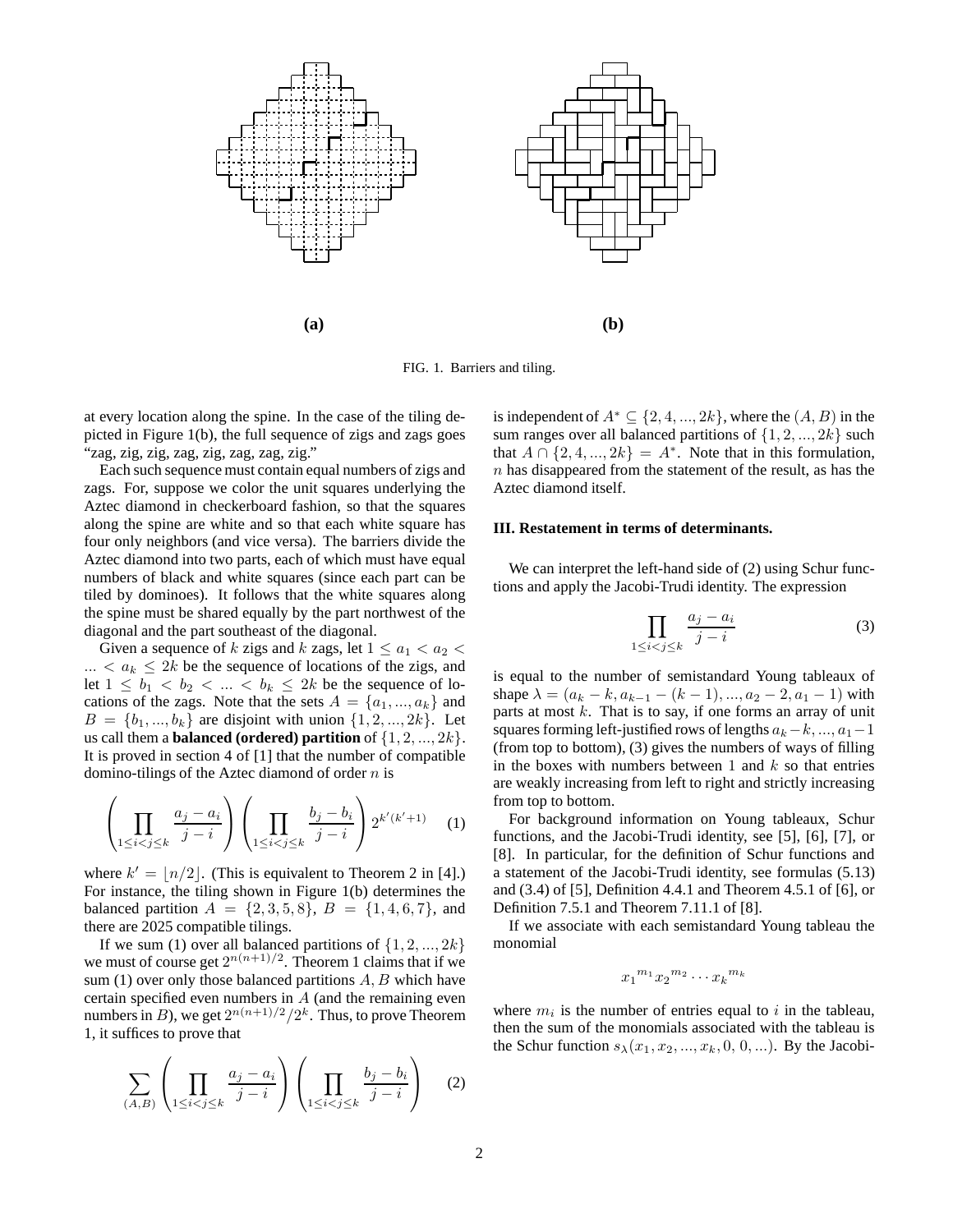(a)

(b)

FIG. 1. Barriers and tiling.

at every location along the spine. In the case of the tiling depicted in Figure 1(b), the full sequence of zigs and zags goes "zag, zig, zig, zag, zig, zag, zag, zig."

Each such sequence must contain equal numbers of zigs and zags. For, suppose we color the unit squares underlying the Aztec diamond in checkerboard fashion, so that the squares along the spine are white and so that each white square has four only neighbors (and vice versa). The barriers divide the Aztec diamond into two parts, each of which must have equal numbers of black and white squares (since each part can be tiled by dominoes). It follows that the white squares along the spine must be shared equally by the part northwest of the diagonal and the part southeast of the diagonal.

Given a sequence of $k$ zigs and $k$ zags, let $1 \leq a_1 < a_2 < \ldots < a_k \leq 2k$ be the sequence of locations of the zigs, and let $1 \leq b_1 < b_2 < \ldots < b_k \leq 2k$ be the sequence of locations of the zags. Note that the sets $A = \{a_1, \ldots, a_k\}$ and $B = \{b_1, \ldots, b_k\}$ are disjoint with union $\{1, 2, \ldots, 2k\}$. Let us call them a **balanced (ordered) partition** of $\{1, 2, \ldots, 2k\}$. It is proved in section 4 of [1] that the number of compatible domino-tilings of the Aztec diamond of order $n$ is

$$\left( \prod_{1 \leq i < j \leq k} \frac{a_j - a_i}{j - i} \right) \left( \prod_{1 \leq i < j \leq k} \frac{b_j - b_i}{j - i} \right) 2^{k'(k'+1)} \qquad (1)$$

where $k' = \lfloor n/2 \rfloor$. (This is equivalent to Theorem 2 in [4].) For instance, the tiling shown in Figure 1(b) determines the balanced partition $A = \{2, 3, 5, 8\}$, $B = \{1, 4, 6, 7\}$, and there are 2025 compatible tilings.

If we sum (1) over all balanced partitions of $\{1, 2, \ldots, 2k\}$ we must of course get $2^{n(n+1)/2}$. Theorem 1 claims that if we sum (1) over only those balanced partitions $A, B$ which have certain specified even numbers in $A$ (and the remaining even numbers in $B$), we get $2^{n(n+1)/2}/2^k$. Thus, to prove Theorem 1, it suffices to prove that

$$\sum_{(A,B)} \left( \prod_{1 \leq i < j \leq k} \frac{a_j - a_i}{j - i} \right) \left( \prod_{1 \leq i < j \leq k} \frac{b_j - b_i}{j - i} \right) \qquad (2)$$

is independent of $A^* \subseteq \{2, 4, \ldots, 2k\}$, where the $(A, B)$ in the sum ranges over all balanced partitions of $\{1, 2, \ldots, 2k\}$ such that $A \cap \{2, 4, \ldots, 2k\} = A^*$. Note that in this formulation, $n$ has disappeared from the statement of the result, as has the Aztec diamond itself.

### III. Restatement in terms of determinants.

We can interpret the left-hand side of (2) using Schur functions and apply the Jacobi-Trudi identity. The expression

$$\prod_{1 \leq i < j \leq k} \frac{a_j - a_i}{j - i} \qquad (3)$$

is equal to the number of semistandard Young tableaux of shape $\lambda = (a_k - k, a_{k-1} - (k-1), \ldots, a_2 - 2, a_1 - 1)$ with parts at most $k$. That is to say, if one forms an array of unit squares forming left-justified rows of lengths $a_k - k, \ldots, a_1 - 1$ (from top to bottom), (3) gives the numbers of ways of filling in the boxes with numbers between 1 and $k$ so that entries are weakly increasing from left to right and strictly increasing from top to bottom.

For background information on Young tableaux, Schur functions, and the Jacobi-Trudi identity, see [5], [6], [7], or [8]. In particular, for the definition of Schur functions and a statement of the Jacobi-Trudi identity, see formulas (5.13) and (3.4) of [5], Definition 4.4.1 and Theorem 4.5.1 of [6], or Definition 7.5.1 and Theorem 7.11.1 of [8].

If we associate with each semistandard Young tableau the monomial

$${x_1}^{m_1} {x_2}^{m_2} \cdots {x_k}^{m_k}$$

where $m_i$ is the number of entries equal to $i$ in the tableau, then the sum of the monomials associated with the tableau is the Schur function $s_\lambda(x_1, x_2, \ldots, x_k, 0, 0, \ldots)$. By the Jacobi-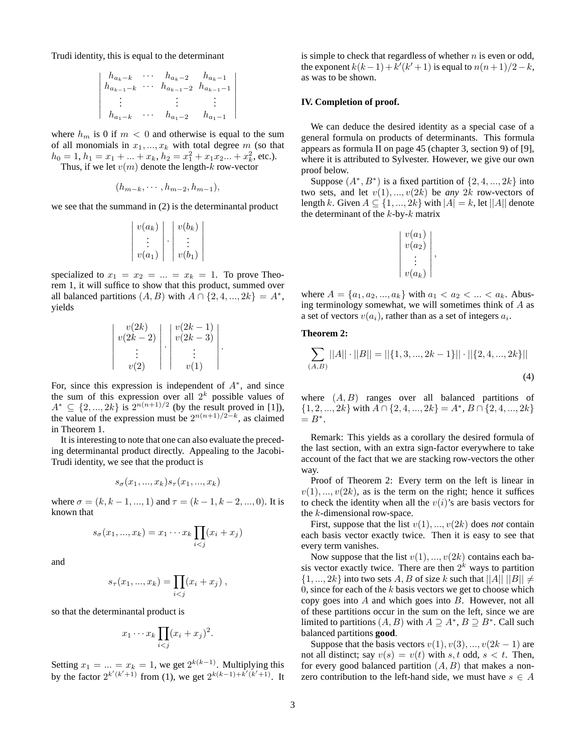Trudi identity, this is equal to the determinant

$$\begin{vmatrix} h_{a_k-k} & \cdots & h_{a_k-2} & h_{a_k-1} \\ h_{a_{k-1}-k} & \cdots & h_{a_{k-1}-2} & h_{a_{k-1}-1} \\ \vdots & & \vdots & \vdots \\ h_{a_1-k} & \cdots & h_{a_1-2} & h_{a_1-1} \end{vmatrix}$$

where $h_m$ is 0 if $m < 0$ and otherwise is equal to the sum of all monomials in $x_1, ..., x_k$ with total degree $m$ (so that $h_0 = 1$, $h_1 = x_1 + ... + x_k$, $h_2 = x_1^2 + x_1x_2... + x_k^2$, etc.).

Thus, if we let $v(m)$ denote the length-$k$ row-vector

$$(h_{m-k}, \cdots, h_{m-2}, h_{m-1}),$$

we see that the summand in (2) is the determinantal product

$$\begin{vmatrix} v(a_k) \\ \vdots \\ v(a_1) \end{vmatrix} \cdot \begin{vmatrix} v(b_k) \\ \vdots \\ v(b_1) \end{vmatrix}$$

specialized to $x_1 = x_2 = ... = x_k = 1$. To prove Theorem 1, it will suffice to show that this product, summed over all balanced partitions $(A, B)$ with $A \cap \{2, 4, ..., 2k\} = A^*$, yields

$$\begin{vmatrix} v(2k) \\ v(2k-2) \\ \vdots \\ v(2) \end{vmatrix} \cdot \begin{vmatrix} v(2k-1) \\ v(2k-3) \\ \vdots \\ v(1) \end{vmatrix}.$$

For, since this expression is independent of $A^*$, and since the sum of this expression over all $2^k$ possible values of $A^* \subseteq \{2, ..., 2k\}$ is $2^{n(n+1)/2}$ (by the result proved in [1]), the value of the expression must be $2^{n(n+1)/2-k}$, as claimed in Theorem 1.

It is interesting to note that one can also evaluate the preceding determinantal product directly. Appealing to the Jacobi-Trudi identity, we see that the product is

$$s_\sigma(x_1, ..., x_k)s_\tau(x_1, ..., x_k)$$

where $\sigma = (k, k-1, ..., 1)$ and $\tau = (k-1, k-2, ..., 0)$. It is known that

$$s_\sigma(x_1, ..., x_k) = x_1 \cdots x_k \prod_{i<j}(x_i + x_j)$$

and

$$s_\tau(x_1, ..., x_k) = \prod_{i<j}(x_i + x_j)\ ,$$

so that the determinantal product is

$$x_1 \cdots x_k \prod_{i<j}(x_i + x_j)^2.$$

Setting $x_1 = ... = x_k = 1$, we get $2^{k(k-1)}$. Multiplying this by the factor $2^{k'(k'+1)}$ from (1), we get $2^{k(k-1)+k'(k'+1)}$. It is simple to check that regardless of whether $n$ is even or odd, the exponent $k(k-1) + k'(k'+1)$ is equal to $n(n+1)/2 - k$, as was to be shown.

### IV. Completion of proof.

We can deduce the desired identity as a special case of a general formula on products of determinants. This formula appears as formula II on page 45 (chapter 3, section 9) of [9], where it is attributed to Sylvester. However, we give our own proof below.

Suppose $(A^*, B^*)$ is a fixed partition of $\{2, 4, ..., 2k\}$ into two sets, and let $v(1), ..., v(2k)$ be *any* $2k$ row-vectors of length $k$. Given $A \subseteq \{1, ..., 2k\}$ with $|A| = k$, let $||A||$ denote the determinant of the $k$-by-$k$ matrix

$$\begin{vmatrix} v(a_1) \\ v(a_2) \\ \vdots \\ v(a_k) \end{vmatrix},$$

where $A = \{a_1, a_2, ..., a_k\}$ with $a_1 < a_2 < ... < a_k$. Abusing terminology somewhat, we will sometimes think of $A$ as a set of vectors $v(a_i)$, rather than as a set of integers $a_i$.

**Theorem 2:**

$$\sum_{(A,B)} ||A|| \cdot ||B|| = ||\{1, 3, ..., 2k-1\}|| \cdot ||\{2, 4, ..., 2k\}|| \tag{4}$$

where $(A, B)$ ranges over all balanced partitions of $\{1, 2, ..., 2k\}$ with $A \cap \{2, 4, ..., 2k\} = A^*$, $B \cap \{2, 4, ..., 2k\} = B^*$.

Remark: This yields as a corollary the desired formula of the last section, with an extra sign-factor everywhere to take account of the fact that we are stacking row-vectors the other way.

Proof of Theorem 2: Every term on the left is linear in $v(1), ..., v(2k)$, as is the term on the right; hence it suffices to check the identity when all the $v(i)$'s are basis vectors for the $k$-dimensional row-space.

First, suppose that the list $v(1), ..., v(2k)$ does *not* contain each basis vector exactly twice. Then it is easy to see that every term vanishes.

Now suppose that the list $v(1), ..., v(2k)$ contains each basis vector exactly twice. There are then $2^k$ ways to partition $\{1, ..., 2k\}$ into two sets $A, B$ of size $k$ such that $||A||\ ||B|| \neq 0$, since for each of the $k$ basis vectors we get to choose which copy goes into $A$ and which goes into $B$. However, not all of these partitions occur in the sum on the left, since we are limited to partitions $(A, B)$ with $A \supseteq A^*$, $B \supseteq B^*$. Call such balanced partitions **good**.

Suppose that the basis vectors $v(1), v(3), ..., v(2k-1)$ are not all distinct; say $v(s) = v(t)$ with $s, t$ odd, $s < t$. Then, for every good balanced partition $(A, B)$ that makes a non-zero contribution to the left-hand side, we must have $s \in A$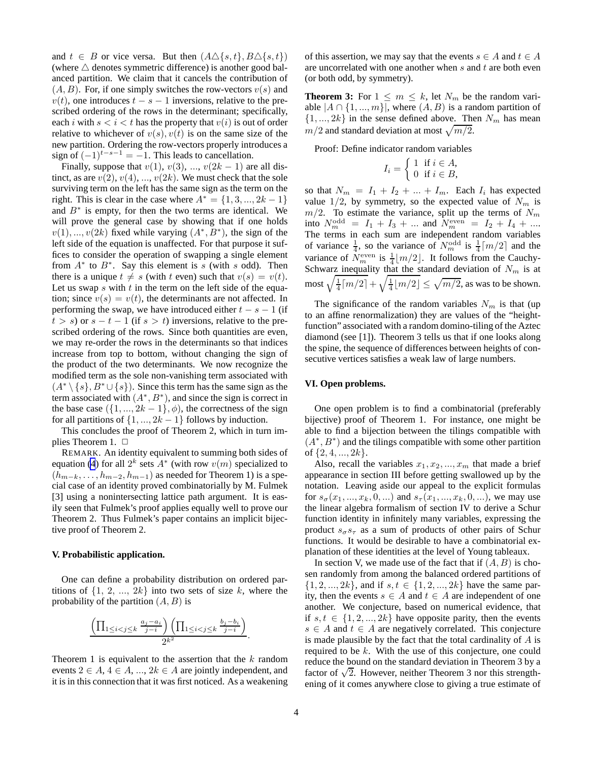and $t \in B$ or vice versa. But then $(A \triangle \{s,t\}, B \triangle \{s,t\})$ (where $\triangle$ denotes symmetric difference) is another good balanced partition. We claim that it cancels the contribution of $(A, B)$. For, if one simply switches the row-vectors $v(s)$ and $v(t)$, one introduces $t - s - 1$ inversions, relative to the prescribed ordering of the rows in the determinant; specifically, each $i$ with $s < i < t$ has the property that $v(i)$ is out of order relative to whichever of $v(s), v(t)$ is on the same size of the new partition. Ordering the row-vectors properly introduces a sign of $(-1)^{t-s-1} = -1$. This leads to cancellation.

Finally, suppose that $v(1)$, $v(3)$, ..., $v(2k-1)$ are all distinct, as are $v(2)$, $v(4)$, ..., $v(2k)$. We must check that the sole surviving term on the left has the same sign as the term on the right. This is clear in the case where $A^* = \{1, 3, ..., 2k-1\}$ and $B^*$ is empty, for then the two terms are identical. We will prove the general case by showing that if one holds $v(1), ..., v(2k)$ fixed while varying $(A^*, B^*)$, the sign of the left side of the equation is unaffected. For that purpose it suffices to consider the operation of swapping a single element from $A^*$ to $B^*$. Say this element is $s$ (with $s$ odd). Then there is a unique $t \neq s$ (with $t$ even) such that $v(s) = v(t)$. Let us swap $s$ with $t$ in the term on the left side of the equation; since $v(s) = v(t)$, the determinants are not affected. In performing the swap, we have introduced either $t - s - 1$ (if $t > s$) or $s - t - 1$ (if $s > t$) inversions, relative to the prescribed ordering of the rows. Since both quantities are even, we may re-order the rows in the determinants so that indices increase from top to bottom, without changing the sign of the product of the two determinants. We now recognize the modified term as the sole non-vanishing term associated with $(A^* \setminus \{s\}, B^* \cup \{s\})$. Since this term has the same sign as the term associated with $(A^*, B^*)$, and since the sign is correct in the base case $(\{1, ..., 2k-1\}, \phi)$, the correctness of the sign for all partitions of $\{1, ..., 2k-1\}$ follows by induction.

This concludes the proof of Theorem 2, which in turn implies Theorem 1. $\Box$

REMARK. An identity equivalent to summing both sides of equation (4) for all $2^k$ sets $A^*$ (with row $v(m)$ specialized to $(h_{m-k}, \ldots, h_{m-2}, h_{m-1})$ as needed for Theorem 1) is a special case of an identity proved combinatorially by M. Fulmek [3] using a nonintersecting lattice path argument. It is easily seen that Fulmek's proof applies equally well to prove our Theorem 2. Thus Fulmek's paper contains an implicit bijective proof of Theorem 2.

### V. Probabilistic application.

One can define a probability distribution on ordered partitions of $\{1, 2, ..., 2k\}$ into two sets of size $k$, where the probability of the partition $(A, B)$ is

$$\frac{\left(\prod_{1 \leq i < j \leq k} \frac{a_j - a_i}{j - i}\right)\left(\prod_{1 \leq i < j \leq k} \frac{b_j - b_i}{j - i}\right)}{2^{k^2}}.$$

Theorem 1 is equivalent to the assertion that the $k$ random events $2 \in A$, $4 \in A$, ..., $2k \in A$ are jointly independent, and it is in this connection that it was first noticed. As a weakening of this assertion, we may say that the events $s \in A$ and $t \in A$ are uncorrelated with one another when $s$ and $t$ are both even (or both odd, by symmetry).

**Theorem 3:** For $1 \leq m \leq k$, let $N_m$ be the random variable $|A \cap \{1, ..., m\}|$, where $(A, B)$ is a random partition of $\{1, ..., 2k\}$ in the sense defined above. Then $N_m$ has mean $m/2$ and standard deviation at most $\sqrt{m/2}$.

Proof: Define indicator random variables

$$I_i = \begin{cases} 1 & \text{if } i \in A, \\ 0 & \text{if } i \in B, \end{cases}$$

so that $N_m = I_1 + I_2 + ... + I_m$. Each $I_i$ has expected value $1/2$, by symmetry, so the expected value of $N_m$ is $m/2$. To estimate the variance, split up the terms of $N_m$ into $N_m^{\text{odd}} = I_1 + I_3 + ...$ and $N_m^{\text{even}} = I_2 + I_4 + ...$. The terms in each sum are independent random variables of variance $\frac{1}{4}$, so the variance of $N_m^{\text{odd}}$ is $\frac{1}{4}\lceil m/2 \rceil$ and the variance of $N_m^{\text{even}}$ is $\frac{1}{4}\lfloor m/2 \rfloor$. It follows from the Cauchy-Schwarz inequality that the standard deviation of $N_m$ is at most $\sqrt{\frac{1}{4}\lceil m/2 \rceil} + \sqrt{\frac{1}{4}\lfloor m/2 \rfloor} \leq \sqrt{m/2}$, as was to be shown.

The significance of the random variables $N_m$ is that (up to an affine renormalization) they are values of the "height-function" associated with a random domino-tiling of the Aztec diamond (see [1]). Theorem 3 tells us that if one looks along the spine, the sequence of differences between heights of consecutive vertices satisfies a weak law of large numbers.

### VI. Open problems.

One open problem is to find a combinatorial (preferably bijective) proof of Theorem 1. For instance, one might be able to find a bijection between the tilings compatible with $(A^*, B^*)$ and the tilings compatible with some other partition of $\{2, 4, ..., 2k\}$.

Also, recall the variables $x_1, x_2, ..., x_m$ that made a brief appearance in section III before getting swallowed up by the notation. Leaving aside our appeal to the explicit formulas for $s_\sigma(x_1, ..., x_k, 0, ...)$ and $s_\tau(x_1, ..., x_k, 0, ...)$, we may use the linear algebra formalism of section IV to derive a Schur function identity in infinitely many variables, expressing the product $s_\sigma s_\tau$ as a sum of products of other pairs of Schur functions. It would be desirable to have a combinatorial explanation of these identities at the level of Young tableaux.

In section V, we made use of the fact that if $(A, B)$ is chosen randomly from among the balanced partitions of $\{1, 2, ..., 2k\}$, and if $s, t \in \{1, 2, ..., 2k\}$ have the same parity, then the events $s \in A$ and $t \in A$ are independent of one another. We conjecture, based on numerical evidence, that if $s, t \in \{1, 2, ..., 2k\}$ have opposite parity, then the events $s \in A$ and $t \in A$ are negatively correlated. This conjecture is made plausible by the fact that the total cardinality of $A$ is required to be $k$. With the use of this conjecture, one could reduce the bound on the standard deviation in Theorem 3 by a factor of $\sqrt{2}$. However, neither Theorem 3 nor this strengthening of it comes anywhere close to giving a true estimate of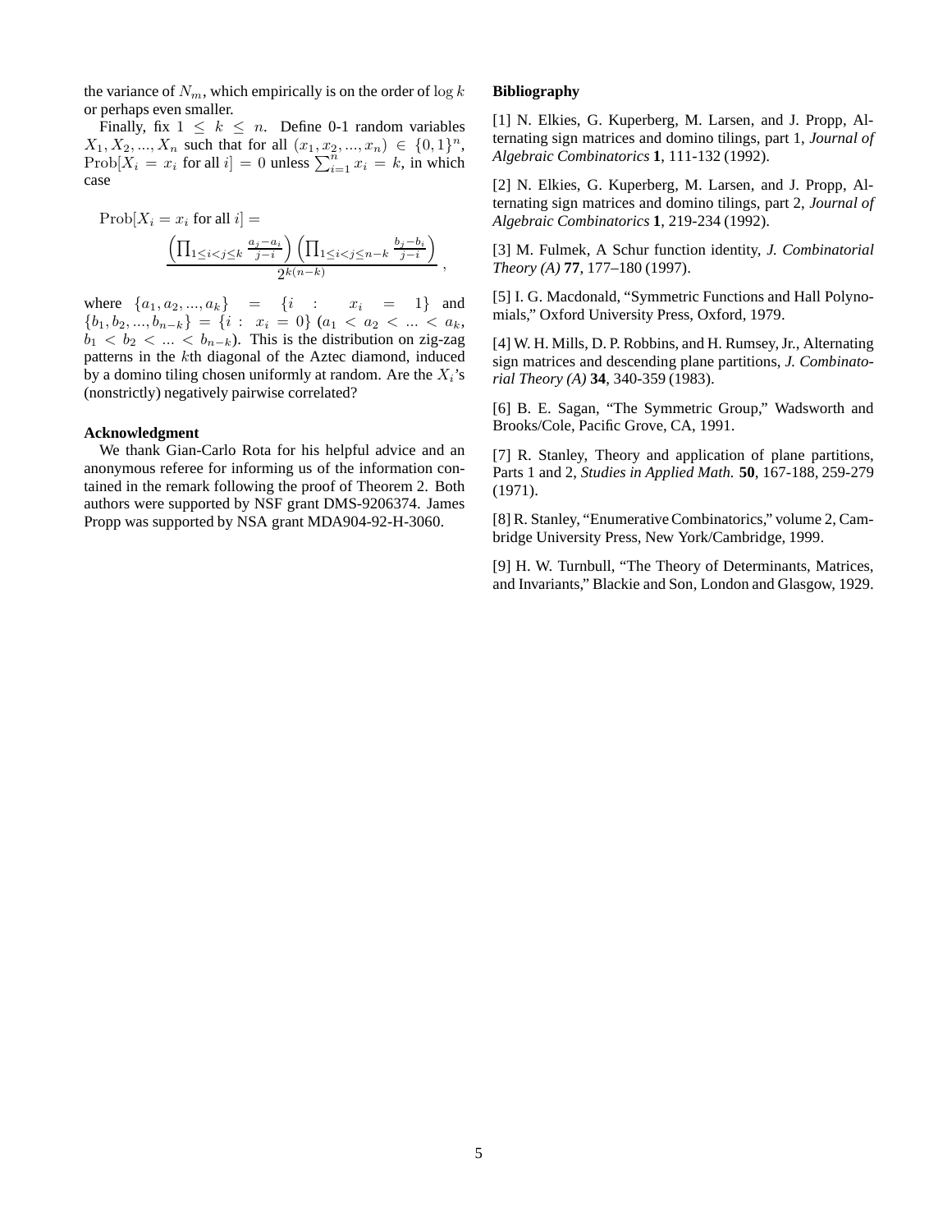the variance of $N_m$, which empirically is on the order of $\log k$ or perhaps even smaller.

Finally, fix $1 \leq k \leq n$. Define 0-1 random variables $X_1, X_2, ..., X_n$ such that for all $(x_1, x_2, ..., x_n) \in \{0,1\}^n$, $\mathrm{Prob}[X_i = x_i \text{ for all } i] = 0$ unless $\sum_{i=1}^n x_i = k$, in which case

$$\mathrm{Prob}[X_i = x_i \text{ for all } i] = \frac{\left(\prod_{1\leq i<j\leq k} \frac{a_j - a_i}{j-i}\right)\left(\prod_{1\leq i<j\leq n-k} \frac{b_j - b_i}{j-i}\right)}{2^{k(n-k)}},$$

where $\{a_1, a_2, ..., a_k\} = \{i : x_i = 1\}$ and $\{b_1, b_2, ..., b_{n-k}\} = \{i : x_i = 0\}$ ($a_1 < a_2 < ... < a_k$, $b_1 < b_2 < ... < b_{n-k}$). This is the distribution on zig-zag patterns in the $k$th diagonal of the Aztec diamond, induced by a domino tiling chosen uniformly at random. Are the $X_i$'s (nonstrictly) negatively pairwise correlated?

### Acknowledgment

We thank Gian-Carlo Rota for his helpful advice and an anonymous referee for informing us of the information contained in the remark following the proof of Theorem 2. Both authors were supported by NSF grant DMS-9206374. James Propp was supported by NSA grant MDA904-92-H-3060.

### Bibliography

[1] N. Elkies, G. Kuperberg, M. Larsen, and J. Propp, Alternating sign matrices and domino tilings, part 1, *Journal of Algebraic Combinatorics* **1**, 111-132 (1992).

[2] N. Elkies, G. Kuperberg, M. Larsen, and J. Propp, Alternating sign matrices and domino tilings, part 2, *Journal of Algebraic Combinatorics* **1**, 219-234 (1992).

[3] M. Fulmek, A Schur function identity, *J. Combinatorial Theory (A)* **77**, 177–180 (1997).

[5] I. G. Macdonald, "Symmetric Functions and Hall Polynomials," Oxford University Press, Oxford, 1979.

[4] W. H. Mills, D. P. Robbins, and H. Rumsey, Jr., Alternating sign matrices and descending plane partitions, *J. Combinatorial Theory (A)* **34**, 340-359 (1983).

[6] B. E. Sagan, "The Symmetric Group," Wadsworth and Brooks/Cole, Pacific Grove, CA, 1991.

[7] R. Stanley, Theory and application of plane partitions, Parts 1 and 2, *Studies in Applied Math.* **50**, 167-188, 259-279 (1971).

[8] R. Stanley, "Enumerative Combinatorics," volume 2, Cambridge University Press, New York/Cambridge, 1999.

[9] H. W. Turnbull, "The Theory of Determinants, Matrices, and Invariants," Blackie and Son, London and Glasgow, 1929.